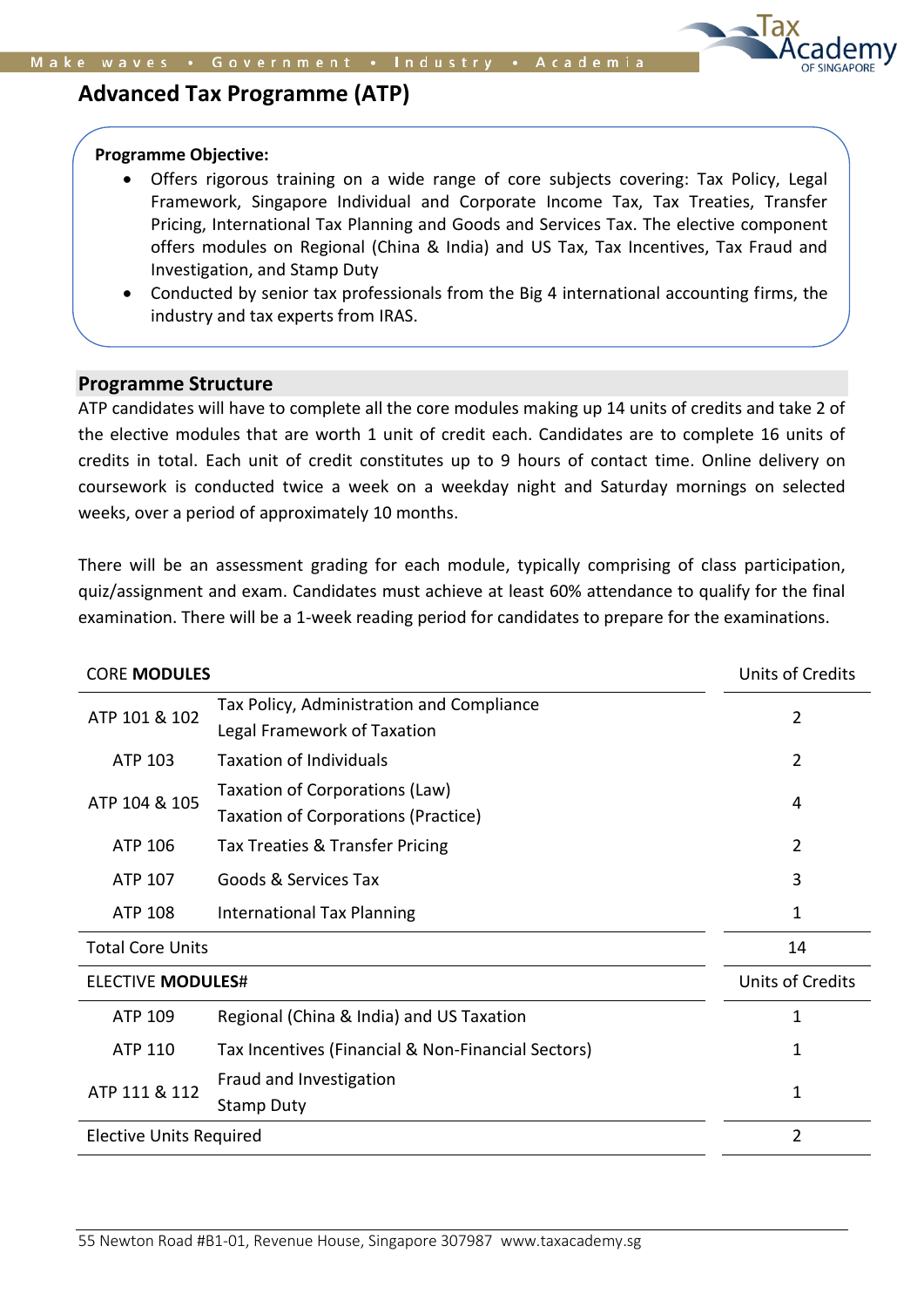# Advanced Tax Programme (ATP)

**Programme Objective:**

- Offers rigorous training on a wide range of core subjects covering: Tax Policy, Legal Framework, Singapore Individual and Corporate Income Tax, Tax Treaties, Transfer Pricing, International Tax Planning and Goods and Services Tax. The elective component offers modules on Regional (China & India) and US Tax, Tax Incentives, Tax Fraud and Investigation, and Stamp Duty
- Conducted by senior tax professionals from the Big 4 international accounting firms, the industry and tax experts from IRAS.

## Programme Structure

ATP candidates will have to complete all the core modules making up 14 units of credits and take 2 of the elective modules that are worth 1 unit of credit each. Candidates are to complete 16 units of credits in total. Each unit of credit constitutes up to 9 hours of contact time. Online delivery on coursework is conducted twice a week on a weekday night and Saturday mornings on selected weeks, over a period of approximately 10 months.

There will be an assessment grading for each module, typically comprising of class participation, quiz/assignment and exam. Candidates must achieve at least 60% attendance to qualify for the final examination. There will be a 1-week reading period for candidates to prepare for the examinations.

| CORE **MODULES** | | Units of Credits |
|---|---|---|
| ATP 101 & 102 | Tax Policy, Administration and Compliance<br>Legal Framework of Taxation | 2 |
| ATP 103 | Taxation of Individuals | 2 |
| ATP 104 & 105 | Taxation of Corporations (Law)<br>Taxation of Corporations (Practice) | 4 |
| ATP 106 | Tax Treaties & Transfer Pricing | 2 |
| ATP 107 | Goods & Services Tax | 3 |
| ATP 108 | International Tax Planning | 1 |
| Total Core Units | | 14 |
| ELECTIVE **MODULES**# | | Units of Credits |
| ATP 109 | Regional (China & India) and US Taxation | 1 |
| ATP 110 | Tax Incentives (Financial & Non-Financial Sectors) | 1 |
| ATP 111 & 112 | Fraud and Investigation<br>Stamp Duty | 1 |
| Elective Units Required | | 2 |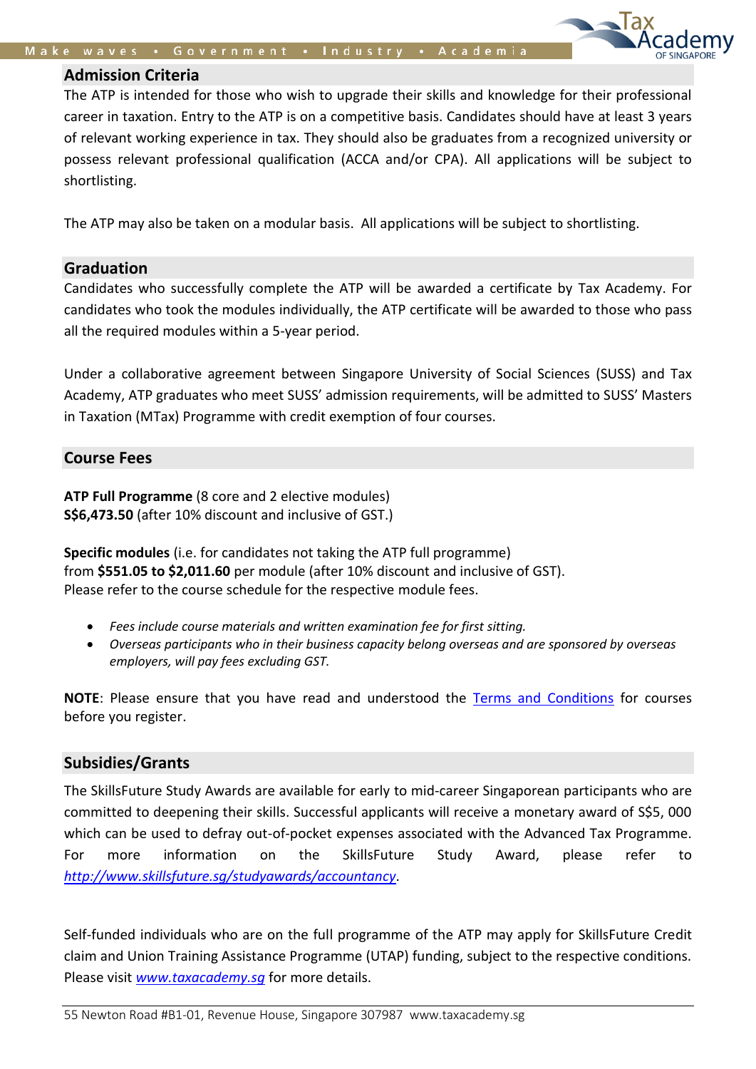## Admission Criteria

The ATP is intended for those who wish to upgrade their skills and knowledge for their professional career in taxation. Entry to the ATP is on a competitive basis. Candidates should have at least 3 years of relevant working experience in tax. They should also be graduates from a recognized university or possess relevant professional qualification (ACCA and/or CPA). All applications will be subject to shortlisting.

The ATP may also be taken on a modular basis. All applications will be subject to shortlisting.

## Graduation

Candidates who successfully complete the ATP will be awarded a certificate by Tax Academy. For candidates who took the modules individually, the ATP certificate will be awarded to those who pass all the required modules within a 5-year period.

Under a collaborative agreement between Singapore University of Social Sciences (SUSS) and Tax Academy, ATP graduates who meet SUSS' admission requirements, will be admitted to SUSS' Masters in Taxation (MTax) Programme with credit exemption of four courses.

## Course Fees

**ATP Full Programme** (8 core and 2 elective modules)
**S$6,473.50** (after 10% discount and inclusive of GST.)

**Specific modules** (i.e. for candidates not taking the ATP full programme)
from **$551.05 to $2,011.60** per module (after 10% discount and inclusive of GST).
Please refer to the course schedule for the respective module fees.

- *Fees include course materials and written examination fee for first sitting.*
- *Overseas participants who in their business capacity belong overseas and are sponsored by overseas employers, will pay fees excluding GST.*

**NOTE**: Please ensure that you have read and understood the Terms and Conditions for courses before you register.

## Subsidies/Grants

The SkillsFuture Study Awards are available for early to mid-career Singaporean participants who are committed to deepening their skills. Successful applicants will receive a monetary award of S$5, 000 which can be used to defray out-of-pocket expenses associated with the Advanced Tax Programme. For more information on the SkillsFuture Study Award, please refer to *http://www.skillsfuture.sg/studyawards/accountancy*.

Self-funded individuals who are on the full programme of the ATP may apply for SkillsFuture Credit claim and Union Training Assistance Programme (UTAP) funding, subject to the respective conditions. Please visit *www.taxacademy.sg* for more details.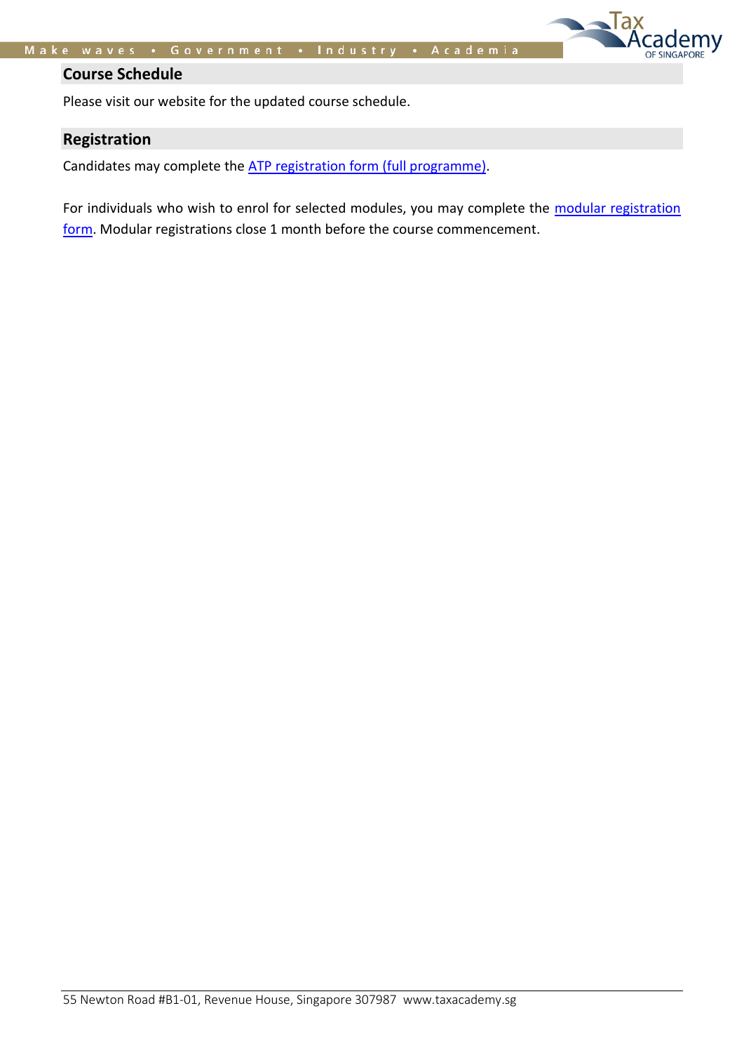## Course Schedule

Please visit our website for the updated course schedule.

## Registration

Candidates may complete the ATP registration form (full programme).

For individuals who wish to enrol for selected modules, you may complete the modular registration form. Modular registrations close 1 month before the course commencement.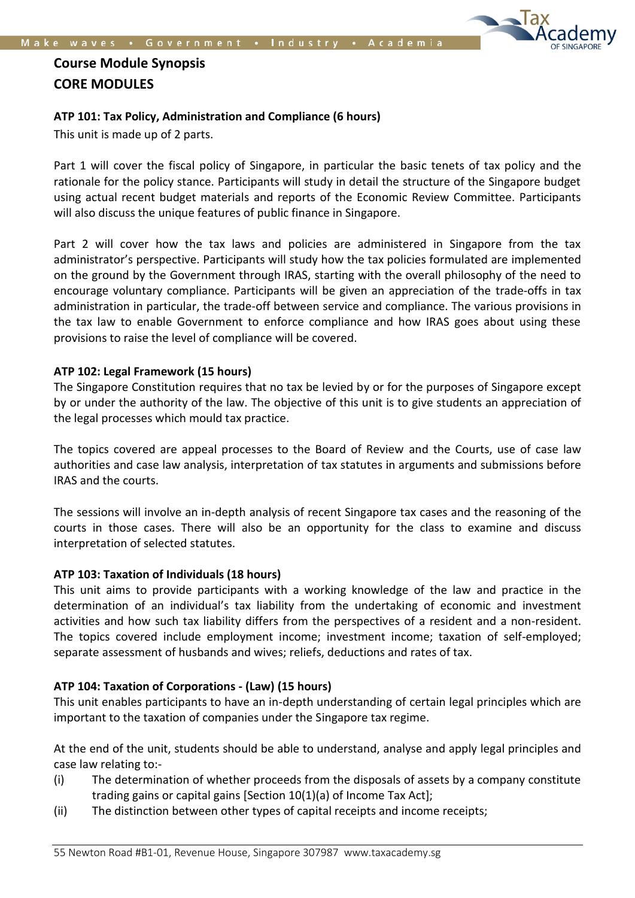## Course Module Synopsis

## CORE MODULES

### ATP 101: Tax Policy, Administration and Compliance (6 hours)

This unit is made up of 2 parts.

Part 1 will cover the fiscal policy of Singapore, in particular the basic tenets of tax policy and the rationale for the policy stance. Participants will study in detail the structure of the Singapore budget using actual recent budget materials and reports of the Economic Review Committee. Participants will also discuss the unique features of public finance in Singapore.

Part 2 will cover how the tax laws and policies are administered in Singapore from the tax administrator's perspective. Participants will study how the tax policies formulated are implemented on the ground by the Government through IRAS, starting with the overall philosophy of the need to encourage voluntary compliance. Participants will be given an appreciation of the trade-offs in tax administration in particular, the trade-off between service and compliance. The various provisions in the tax law to enable Government to enforce compliance and how IRAS goes about using these provisions to raise the level of compliance will be covered.

### ATP 102: Legal Framework (15 hours)

The Singapore Constitution requires that no tax be levied by or for the purposes of Singapore except by or under the authority of the law. The objective of this unit is to give students an appreciation of the legal processes which mould tax practice.

The topics covered are appeal processes to the Board of Review and the Courts, use of case law authorities and case law analysis, interpretation of tax statutes in arguments and submissions before IRAS and the courts.

The sessions will involve an in-depth analysis of recent Singapore tax cases and the reasoning of the courts in those cases. There will also be an opportunity for the class to examine and discuss interpretation of selected statutes.

### ATP 103: Taxation of Individuals (18 hours)

This unit aims to provide participants with a working knowledge of the law and practice in the determination of an individual's tax liability from the undertaking of economic and investment activities and how such tax liability differs from the perspectives of a resident and a non-resident. The topics covered include employment income; investment income; taxation of self-employed; separate assessment of husbands and wives; reliefs, deductions and rates of tax.

### ATP 104: Taxation of Corporations - (Law) (15 hours)

This unit enables participants to have an in-depth understanding of certain legal principles which are important to the taxation of companies under the Singapore tax regime.

At the end of the unit, students should be able to understand, analyse and apply legal principles and case law relating to:-

(i) The determination of whether proceeds from the disposals of assets by a company constitute trading gains or capital gains [Section 10(1)(a) of Income Tax Act];

(ii) The distinction between other types of capital receipts and income receipts;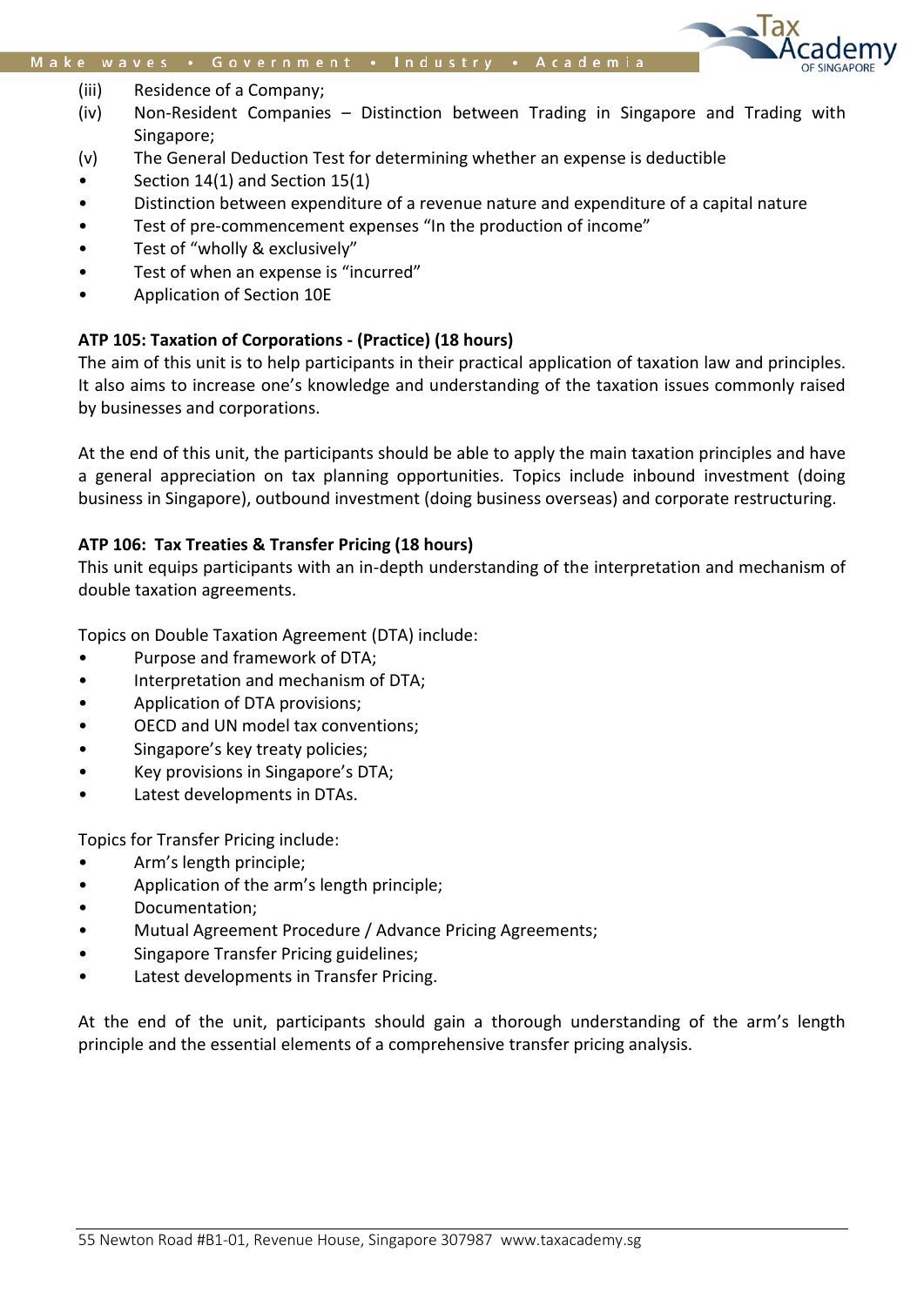(iii) Residence of a Company;

(iv) Non-Resident Companies – Distinction between Trading in Singapore and Trading with Singapore;

(v) The General Deduction Test for determining whether an expense is deductible

- Section 14(1) and Section 15(1)
- Distinction between expenditure of a revenue nature and expenditure of a capital nature
- Test of pre-commencement expenses "In the production of income"
- Test of "wholly & exclusively"
- Test of when an expense is "incurred"
- Application of Section 10E

**ATP 105: Taxation of Corporations - (Practice) (18 hours)**

The aim of this unit is to help participants in their practical application of taxation law and principles. It also aims to increase one's knowledge and understanding of the taxation issues commonly raised by businesses and corporations.

At the end of this unit, the participants should be able to apply the main taxation principles and have a general appreciation on tax planning opportunities. Topics include inbound investment (doing business in Singapore), outbound investment (doing business overseas) and corporate restructuring.

**ATP 106: Tax Treaties & Transfer Pricing (18 hours)**

This unit equips participants with an in-depth understanding of the interpretation and mechanism of double taxation agreements.

Topics on Double Taxation Agreement (DTA) include:

- Purpose and framework of DTA;
- Interpretation and mechanism of DTA;
- Application of DTA provisions;
- OECD and UN model tax conventions;
- Singapore's key treaty policies;
- Key provisions in Singapore's DTA;
- Latest developments in DTAs.

Topics for Transfer Pricing include:

- Arm's length principle;
- Application of the arm's length principle;
- Documentation;
- Mutual Agreement Procedure / Advance Pricing Agreements;
- Singapore Transfer Pricing guidelines;
- Latest developments in Transfer Pricing.

At the end of the unit, participants should gain a thorough understanding of the arm's length principle and the essential elements of a comprehensive transfer pricing analysis.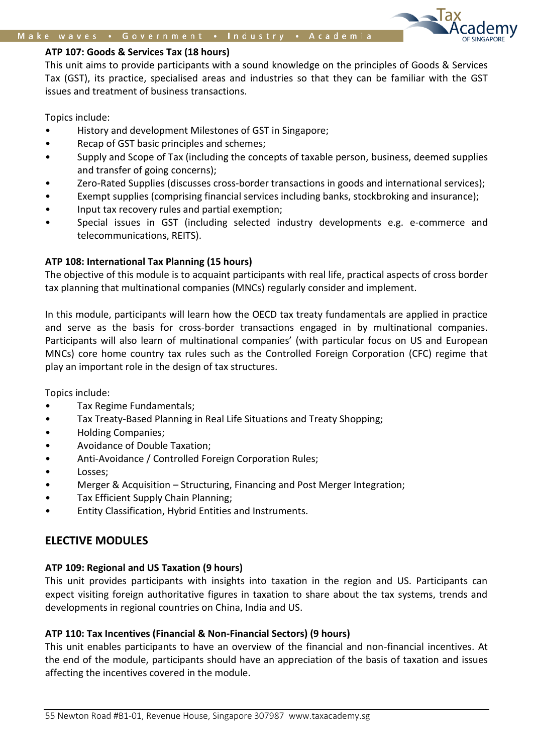**ATP 107: Goods & Services Tax (18 hours)**

This unit aims to provide participants with a sound knowledge on the principles of Goods & Services Tax (GST), its practice, specialised areas and industries so that they can be familiar with the GST issues and treatment of business transactions.

Topics include:

- History and development Milestones of GST in Singapore;
- Recap of GST basic principles and schemes;
- Supply and Scope of Tax (including the concepts of taxable person, business, deemed supplies and transfer of going concerns);
- Zero-Rated Supplies (discusses cross-border transactions in goods and international services);
- Exempt supplies (comprising financial services including banks, stockbroking and insurance);
- Input tax recovery rules and partial exemption;
- Special issues in GST (including selected industry developments e.g. e-commerce and telecommunications, REITS).

**ATP 108: International Tax Planning (15 hours)**

The objective of this module is to acquaint participants with real life, practical aspects of cross border tax planning that multinational companies (MNCs) regularly consider and implement.

In this module, participants will learn how the OECD tax treaty fundamentals are applied in practice and serve as the basis for cross-border transactions engaged in by multinational companies. Participants will also learn of multinational companies' (with particular focus on US and European MNCs) core home country tax rules such as the Controlled Foreign Corporation (CFC) regime that play an important role in the design of tax structures.

Topics include:

- Tax Regime Fundamentals;
- Tax Treaty-Based Planning in Real Life Situations and Treaty Shopping;
- Holding Companies;
- Avoidance of Double Taxation;
- Anti-Avoidance / Controlled Foreign Corporation Rules;
- Losses;
- Merger & Acquisition – Structuring, Financing and Post Merger Integration;
- Tax Efficient Supply Chain Planning;
- Entity Classification, Hybrid Entities and Instruments.

## ELECTIVE MODULES

**ATP 109: Regional and US Taxation (9 hours)**

This unit provides participants with insights into taxation in the region and US. Participants can expect visiting foreign authoritative figures in taxation to share about the tax systems, trends and developments in regional countries on China, India and US.

**ATP 110: Tax Incentives (Financial & Non-Financial Sectors) (9 hours)**

This unit enables participants to have an overview of the financial and non-financial incentives. At the end of the module, participants should have an appreciation of the basis of taxation and issues affecting the incentives covered in the module.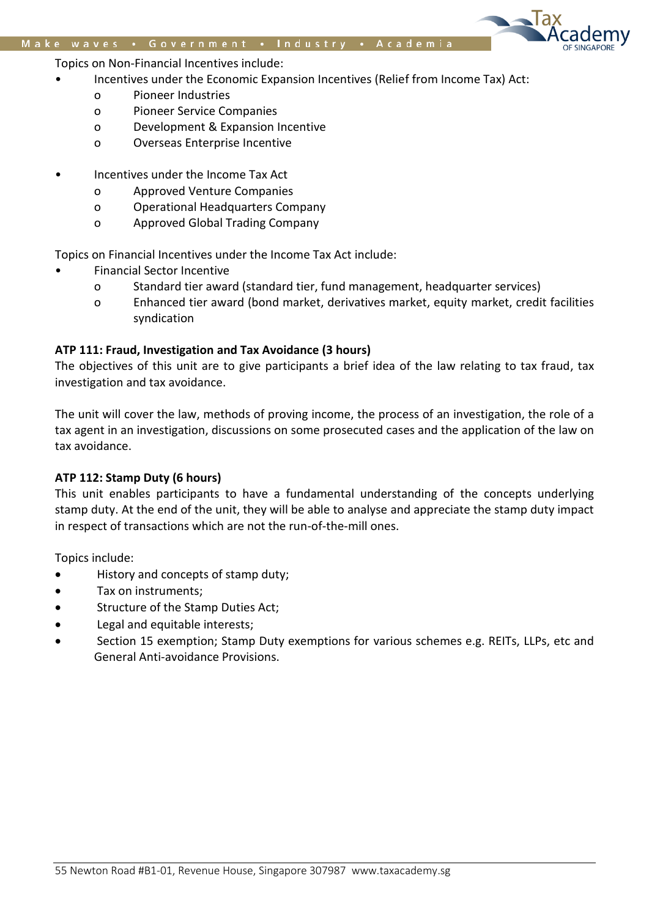Topics on Non-Financial Incentives include:

- Incentives under the Economic Expansion Incentives (Relief from Income Tax) Act:
  - Pioneer Industries
  - Pioneer Service Companies
  - Development & Expansion Incentive
  - Overseas Enterprise Incentive

- Incentives under the Income Tax Act
  - Approved Venture Companies
  - Operational Headquarters Company
  - Approved Global Trading Company

Topics on Financial Incentives under the Income Tax Act include:

- Financial Sector Incentive
  - Standard tier award (standard tier, fund management, headquarter services)
  - Enhanced tier award (bond market, derivatives market, equity market, credit facilities syndication

**ATP 111: Fraud, Investigation and Tax Avoidance (3 hours)**

The objectives of this unit are to give participants a brief idea of the law relating to tax fraud, tax investigation and tax avoidance.

The unit will cover the law, methods of proving income, the process of an investigation, the role of a tax agent in an investigation, discussions on some prosecuted cases and the application of the law on tax avoidance.

**ATP 112: Stamp Duty (6 hours)**

This unit enables participants to have a fundamental understanding of the concepts underlying stamp duty. At the end of the unit, they will be able to analyse and appreciate the stamp duty impact in respect of transactions which are not the run-of-the-mill ones.

Topics include:

- History and concepts of stamp duty;
- Tax on instruments;
- Structure of the Stamp Duties Act;
- Legal and equitable interests;
- Section 15 exemption; Stamp Duty exemptions for various schemes e.g. REITs, LLPs, etc and General Anti-avoidance Provisions.